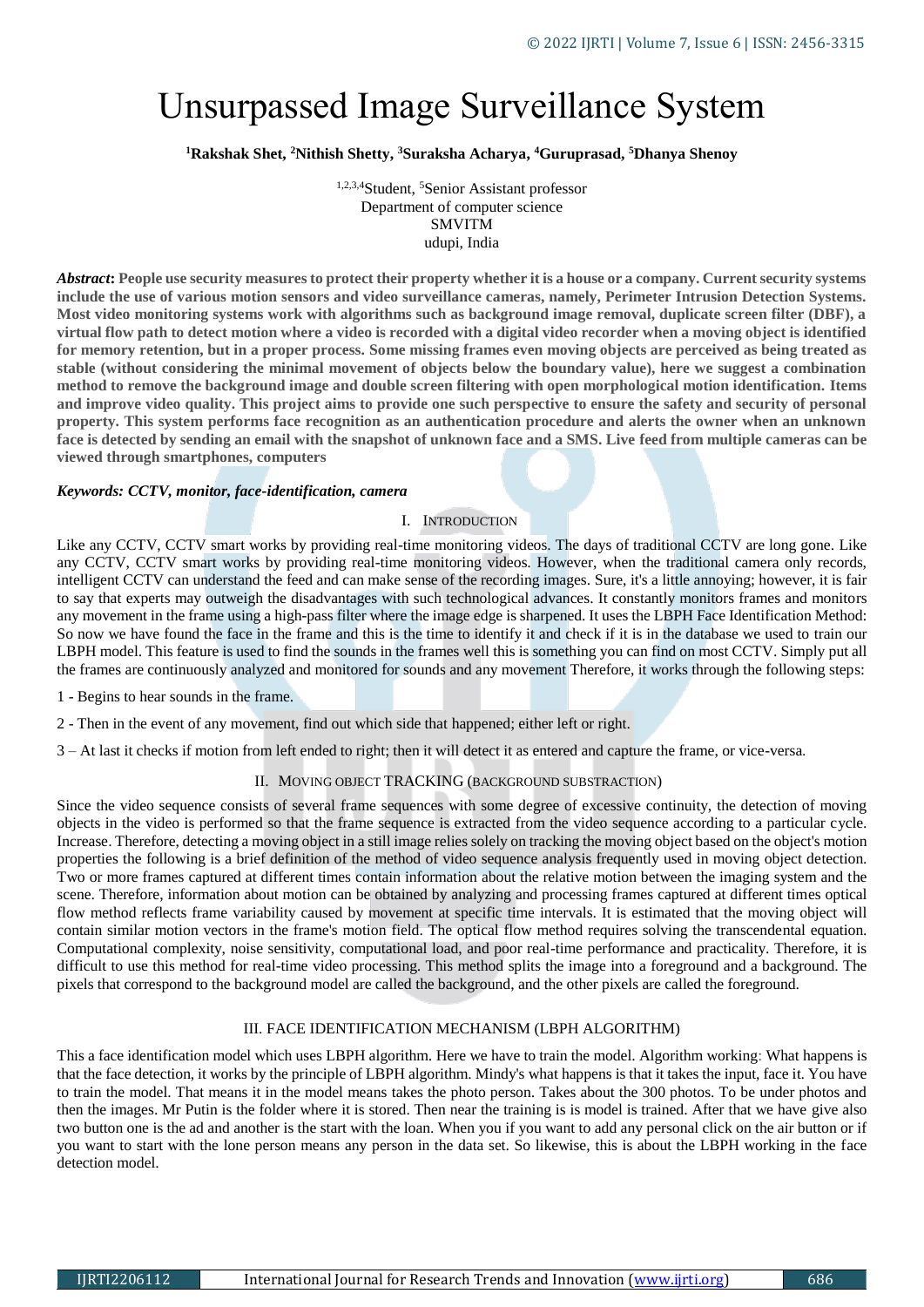# Unsurpassed Image Surveillance System

**[1]Rakshak Shet, [2]Nithish Shetty, [3]Suraksha Acharya, [4]Guruprasad, [5]Dhanya Shenoy**

[1,2,3,4]Student, [5]Senior Assistant professor
Department of computer science
SMVITM
udupi, India

***Abstract*: People use security measures to protect their property whether it is a house or a company. Current security systems include the use of various motion sensors and video surveillance cameras, namely, Perimeter Intrusion Detection Systems. Most video monitoring systems work with algorithms such as background image removal, duplicate screen filter (DBF), a virtual flow path to detect motion where a video is recorded with a digital video recorder when a moving object is identified for memory retention, but in a proper process. Some missing frames even moving objects are perceived as being treated as stable (without considering the minimal movement of objects below the boundary value), here we suggest a combination method to remove the background image and double screen filtering with open morphological motion identification. Items and improve video quality. This project aims to provide one such perspective to ensure the safety and security of personal property. This system performs face recognition as an authentication procedure and alerts the owner when an unknown face is detected by sending an email with the snapshot of unknown face and a SMS. Live feed from multiple cameras can be viewed through smartphones, computers**

***Keywords: CCTV, monitor, face-identification, camera***

## I. INTRODUCTION

Like any CCTV, CCTV smart works by providing real-time monitoring videos. The days of traditional CCTV are long gone. Like any CCTV, CCTV smart works by providing real-time monitoring videos. However, when the traditional camera only records, intelligent CCTV can understand the feed and can make sense of the recording images. Sure, it's a little annoying; however, it is fair to say that experts may outweigh the disadvantages with such technological advances. It constantly monitors frames and monitors any movement in the frame using a high-pass filter where the image edge is sharpened. It uses the LBPH Face Identification Method: So now we have found the face in the frame and this is the time to identify it and check if it is in the database we used to train our LBPH model. This feature is used to find the sounds in the frames well this is something you can find on most CCTV. Simply put all the frames are continuously analyzed and monitored for sounds and any movement Therefore, it works through the following steps:

1 - Begins to hear sounds in the frame.

2 - Then in the event of any movement, find out which side that happened; either left or right.

3 – At last it checks if motion from left ended to right; then it will detect it as entered and capture the frame, or vice-versa.

## II. MOVING OBJECT TRACKING (BACKGROUND SUBSTRACTION)

Since the video sequence consists of several frame sequences with some degree of excessive continuity, the detection of moving objects in the video is performed so that the frame sequence is extracted from the video sequence according to a particular cycle. Increase. Therefore, detecting a moving object in a still image relies solely on tracking the moving object based on the object's motion properties the following is a brief definition of the method of video sequence analysis frequently used in moving object detection. Two or more frames captured at different times contain information about the relative motion between the imaging system and the scene. Therefore, information about motion can be obtained by analyzing and processing frames captured at different times optical flow method reflects frame variability caused by movement at specific time intervals. It is estimated that the moving object will contain similar motion vectors in the frame's motion field. The optical flow method requires solving the transcendental equation. Computational complexity, noise sensitivity, computational load, and poor real-time performance and practicality. Therefore, it is difficult to use this method for real-time video processing. This method splits the image into a foreground and a background. The pixels that correspond to the background model are called the background, and the other pixels are called the foreground.

## III. FACE IDENTIFICATION MECHANISM (LBPH ALGORITHM)

This a face identification model which uses LBPH algorithm. Here we have to train the model. Algorithm working: What happens is that the face detection, it works by the principle of LBPH algorithm. Mindy's what happens is that it takes the input, face it. You have to train the model. That means it in the model means takes the photo person. Takes about the 300 photos. To be under photos and then the images. Mr Putin is the folder where it is stored. Then near the training is is model is trained. After that we have give also two button one is the ad and another is the start with the loan. When you if you want to add any personal click on the air button or if you want to start with the lone person means any person in the data set. So likewise, this is about the LBPH working in the face detection model.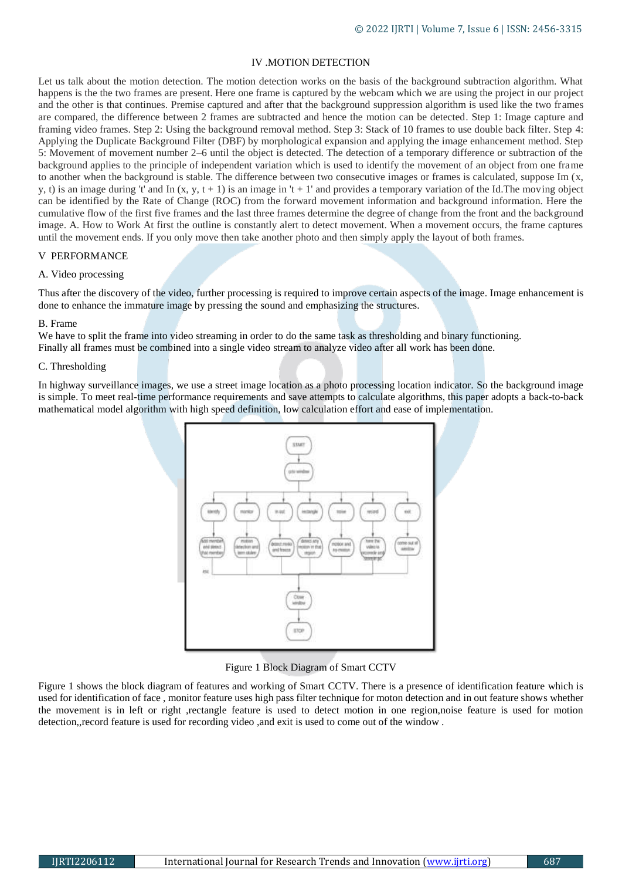## IV .MOTION DETECTION

Let us talk about the motion detection. The motion detection works on the basis of the background subtraction algorithm. What happens is the the two frames are present. Here one frame is captured by the webcam which we are using the project in our project and the other is that continues. Premise captured and after that the background suppression algorithm is used like the two frames are compared, the difference between 2 frames are subtracted and hence the motion can be detected. Step 1: Image capture and framing video frames. Step 2: Using the background removal method. Step 3: Stack of 10 frames to use double back filter. Step 4: Applying the Duplicate Background Filter (DBF) by morphological expansion and applying the image enhancement method. Step 5: Movement of movement number 2–6 until the object is detected. The detection of a temporary difference or subtraction of the background applies to the principle of independent variation which is used to identify the movement of an object from one frame to another when the background is stable. The difference between two consecutive images or frames is calculated, suppose Im (x, y, t) is an image during 't' and In (x, y, t + 1) is an image in 't + 1' and provides a temporary variation of the Id.The moving object can be identified by the Rate of Change (ROC) from the forward movement information and background information. Here the cumulative flow of the first five frames and the last three frames determine the degree of change from the front and the background image. A. How to Work At first the outline is constantly alert to detect movement. When a movement occurs, the frame captures until the movement ends. If you only move then take another photo and then simply apply the layout of both frames.

## V PERFORMANCE

### A. Video processing

Thus after the discovery of the video, further processing is required to improve certain aspects of the image. Image enhancement is done to enhance the immature image by pressing the sound and emphasizing the structures.

### B. Frame

We have to split the frame into video streaming in order to do the same task as thresholding and binary functioning.
Finally all frames must be combined into a single video stream to analyze video after all work has been done.

### C. Thresholding

In highway surveillance images, we use a street image location as a photo processing location indicator. So the background image is simple. To meet real-time performance requirements and save attempts to calculate algorithms, this paper adopts a back-to-back mathematical model algorithm with high speed definition, low calculation effort and ease of implementation.

Figure 1 Block Diagram of Smart CCTV

Figure 1 shows the block diagram of features and working of Smart CCTV. There is a presence of identification feature which is used for identification of face , monitor feature uses high pass filter technique for moton detection and in out feature shows whether the movement is in left or right ,rectangle feature is used to detect motion in one region,noise feature is used for motion detection,,record feature is used for recording video ,and exit is used to come out of the window .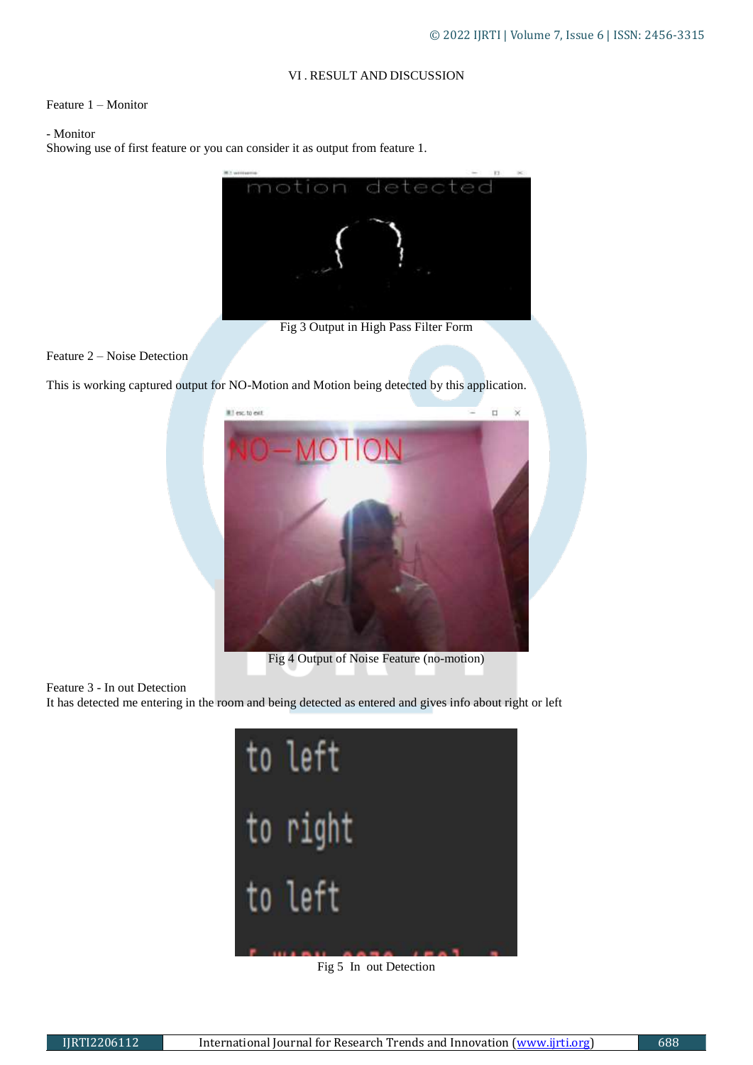## VI . RESULT AND DISCUSSION

Feature 1 – Monitor

- Monitor

Showing use of first feature or you can consider it as output from feature 1.

Fig 3 Output in High Pass Filter Form

Feature 2 – Noise Detection

This is working captured output for NO-Motion and Motion being detected by this application.

Fig 4 Output of Noise Feature (no-motion)

Feature 3 - In out Detection

It has detected me entering in the room and being detected as entered and gives info about right or left

Fig 5 In out Detection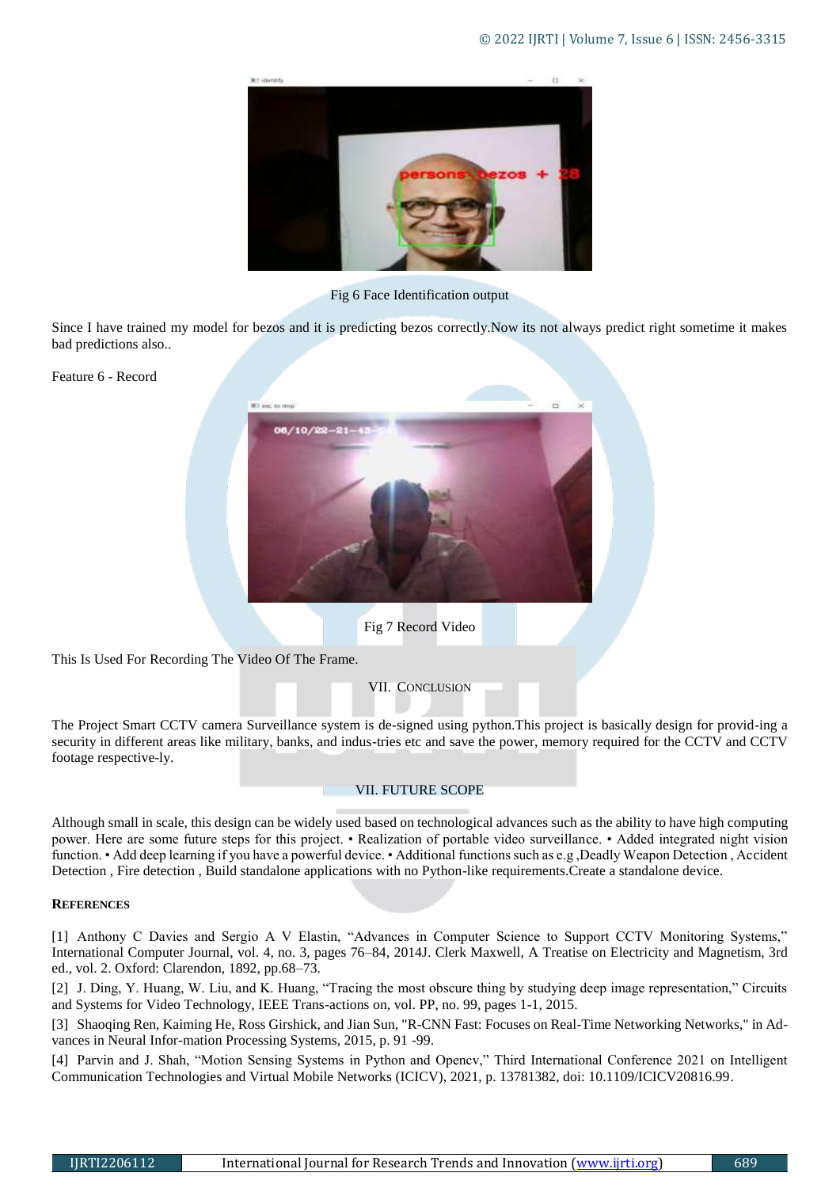Fig 6 Face Identification output

Since I have trained my model for bezos and it is predicting bezos correctly.Now its not always predict right sometime it makes bad predictions also..

Feature 6 - Record

Fig 7 Record Video

This Is Used For Recording The Video Of The Frame.

## VII. Conclusion

The Project Smart CCTV camera Surveillance system is de-signed using python.This project is basically design for provid-ing a security in different areas like military, banks, and indus-tries etc and save the power, memory required for the CCTV and CCTV footage respective-ly.

## VII. FUTURE SCOPE

Although small in scale, this design can be widely used based on technological advances such as the ability to have high computing power. Here are some future steps for this project. • Realization of portable video surveillance. • Added integrated night vision function. • Add deep learning if you have a powerful device. • Additional functions such as e.g ,Deadly Weapon Detection , Accident Detection , Fire detection , Build standalone applications with no Python-like requirements.Create a standalone device.

## References

[1] Anthony C Davies and Sergio A V Elastin, "Advances in Computer Science to Support CCTV Monitoring Systems," International Computer Journal, vol. 4, no. 3, pages 76–84, 2014J. Clerk Maxwell, A Treatise on Electricity and Magnetism, 3rd ed., vol. 2. Oxford: Clarendon, 1892, pp.68–73.

[2] J. Ding, Y. Huang, W. Liu, and K. Huang, "Tracing the most obscure thing by studying deep image representation," Circuits and Systems for Video Technology, IEEE Trans-actions on, vol. PP, no. 99, pages 1-1, 2015.

[3] Shaoqing Ren, Kaiming He, Ross Girshick, and Jian Sun, "R-CNN Fast: Focuses on Real-Time Networking Networks," in Ad-vances in Neural Infor-mation Processing Systems, 2015, p. 91 -99.

[4] Parvin and J. Shah, "Motion Sensing Systems in Python and Opencv," Third International Conference 2021 on Intelligent Communication Technologies and Virtual Mobile Networks (ICICV), 2021, p. 13781382, doi: 10.1109/ICICV20816.99.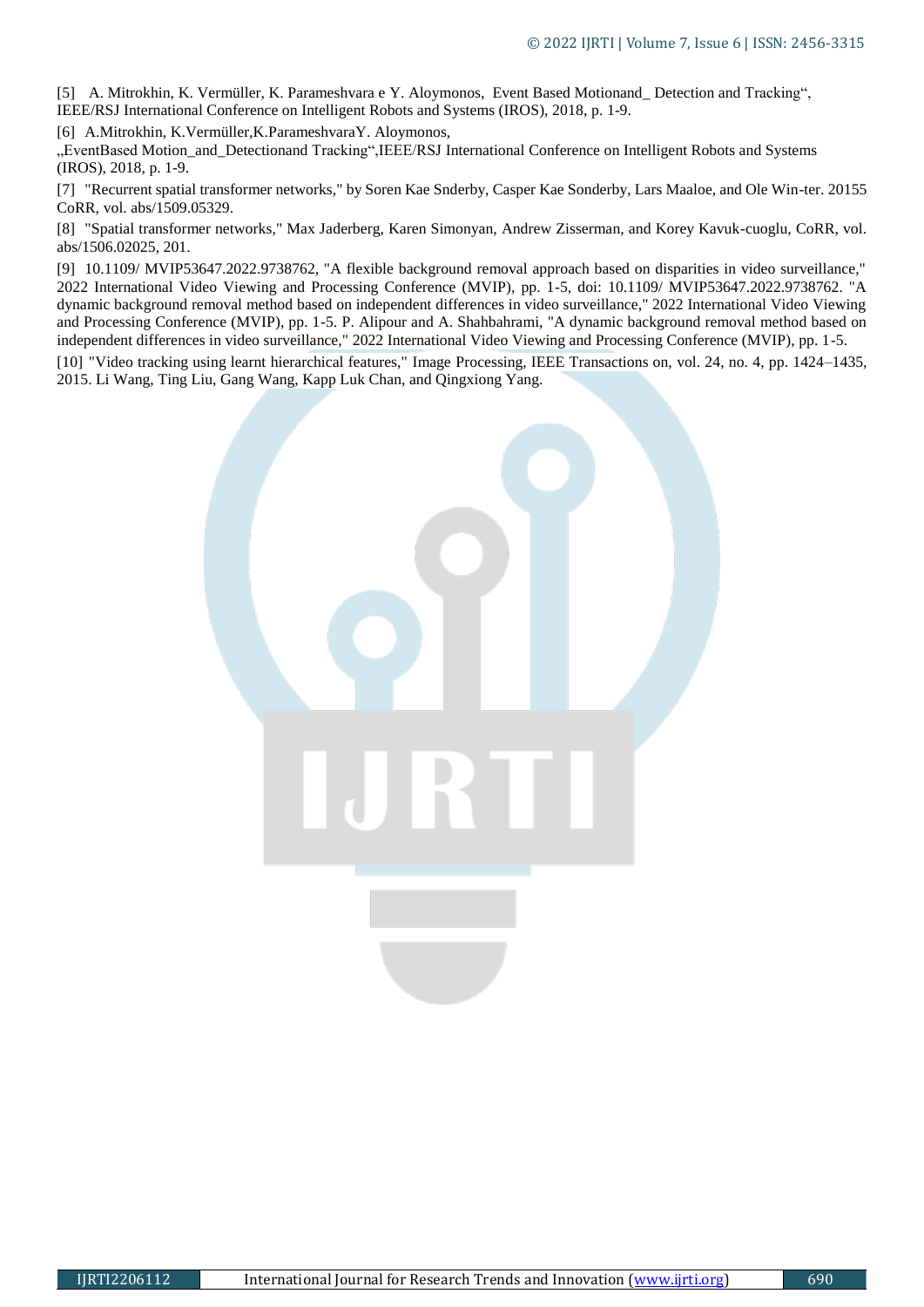[5] A. Mitrokhin, K. Vermüller, K. Parameshvara e Y. Aloymonos, Event Based Motionand_ Detection and Tracking", IEEE/RSJ International Conference on Intelligent Robots and Systems (IROS), 2018, p. 1-9.

[6] A.Mitrokhin, K.Vermüller,K.ParameshvaraY. Aloymonos, „EventBased Motion_and_Detectionand Tracking",IEEE/RSJ International Conference on Intelligent Robots and Systems (IROS), 2018, p. 1-9.

[7] "Recurrent spatial transformer networks," by Soren Kae Snderby, Casper Kae Sonderby, Lars Maaloe, and Ole Win-ter. 20155 CoRR, vol. abs/1509.05329.

[8] "Spatial transformer networks," Max Jaderberg, Karen Simonyan, Andrew Zisserman, and Korey Kavuk-cuoglu, CoRR, vol. abs/1506.02025, 201.

[9] 10.1109/ MVIP53647.2022.9738762, "A flexible background removal approach based on disparities in video surveillance," 2022 International Video Viewing and Processing Conference (MVIP), pp. 1-5, doi: 10.1109/ MVIP53647.2022.9738762. "A dynamic background removal method based on independent differences in video surveillance," 2022 International Video Viewing and Processing Conference (MVIP), pp. 1-5. P. Alipour and A. Shahbahrami, "A dynamic background removal method based on independent differences in video surveillance," 2022 International Video Viewing and Processing Conference (MVIP), pp. 1-5.

[10] "Video tracking using learnt hierarchical features," Image Processing, IEEE Transactions on, vol. 24, no. 4, pp. 1424–1435, 2015. Li Wang, Ting Liu, Gang Wang, Kapp Luk Chan, and Qingxiong Yang.